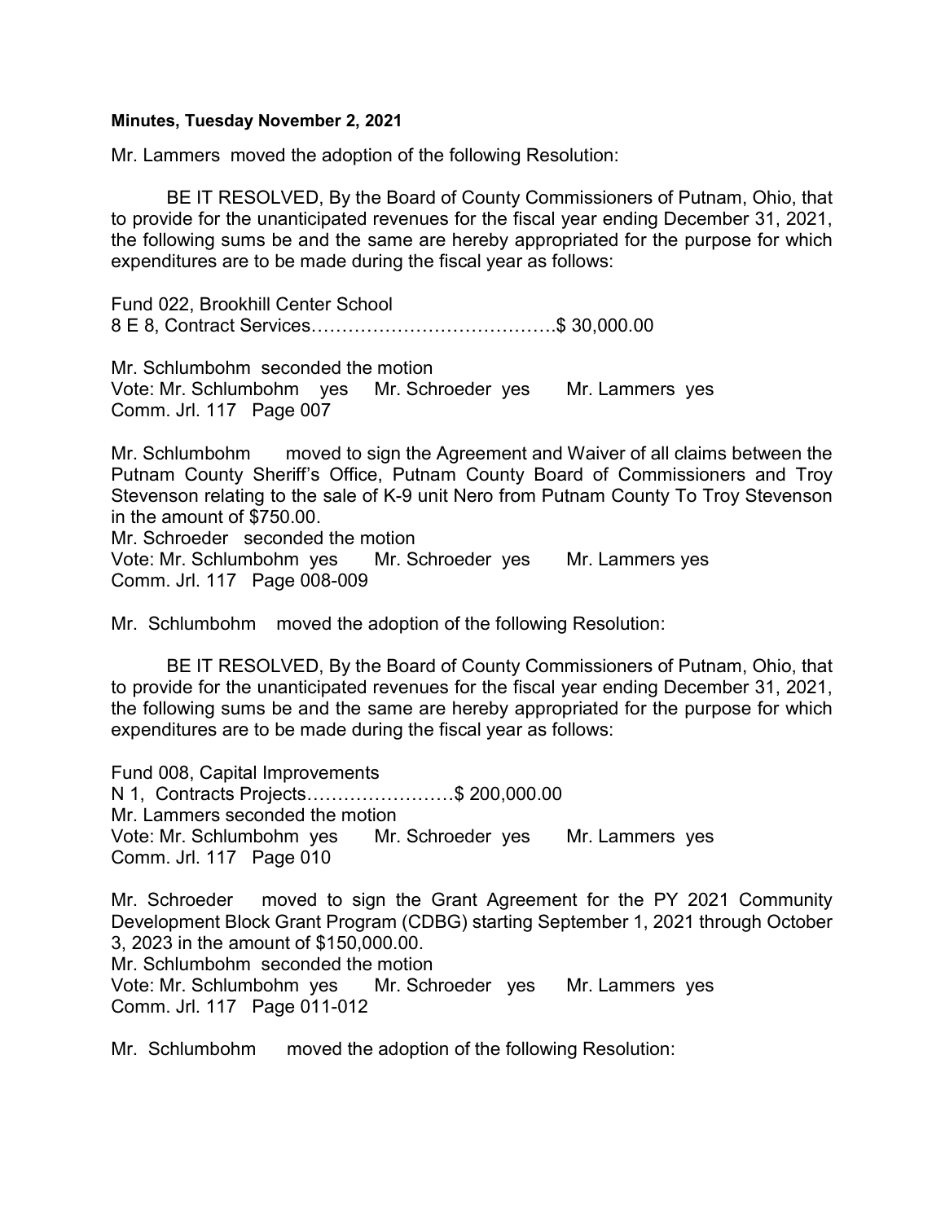**Minutes, Tuesday November 2, 2021**

Mr. Lammers moved the adoption of the following Resolution:

BE IT RESOLVED, By the Board of County Commissioners of Putnam, Ohio, that to provide for the unanticipated revenues for the fiscal year ending December 31, 2021, the following sums be and the same are hereby appropriated for the purpose for which expenditures are to be made during the fiscal year as follows:

Fund 022, Brookhill Center School
8 E 8, Contract Services………………………………….$ 30,000.00

Mr. Schlumbohm seconded the motion
Vote: Mr. Schlumbohm yes Mr. Schroeder yes Mr. Lammers yes
Comm. Jrl. 117 Page 007

Mr. Schlumbohm moved to sign the Agreement and Waiver of all claims between the Putnam County Sheriff's Office, Putnam County Board of Commissioners and Troy Stevenson relating to the sale of K-9 unit Nero from Putnam County To Troy Stevenson in the amount of $750.00.
Mr. Schroeder seconded the motion
Vote: Mr. Schlumbohm yes Mr. Schroeder yes Mr. Lammers yes
Comm. Jrl. 117 Page 008-009

Mr. Schlumbohm moved the adoption of the following Resolution:

BE IT RESOLVED, By the Board of County Commissioners of Putnam, Ohio, that to provide for the unanticipated revenues for the fiscal year ending December 31, 2021, the following sums be and the same are hereby appropriated for the purpose for which expenditures are to be made during the fiscal year as follows:

Fund 008, Capital Improvements
N 1, Contracts Projects……………………$ 200,000.00
Mr. Lammers seconded the motion
Vote: Mr. Schlumbohm yes Mr. Schroeder yes Mr. Lammers yes
Comm. Jrl. 117 Page 010

Mr. Schroeder moved to sign the Grant Agreement for the PY 2021 Community Development Block Grant Program (CDBG) starting September 1, 2021 through October 3, 2023 in the amount of $150,000.00.
Mr. Schlumbohm seconded the motion
Vote: Mr. Schlumbohm yes Mr. Schroeder yes Mr. Lammers yes
Comm. Jrl. 117 Page 011-012

Mr. Schlumbohm moved the adoption of the following Resolution: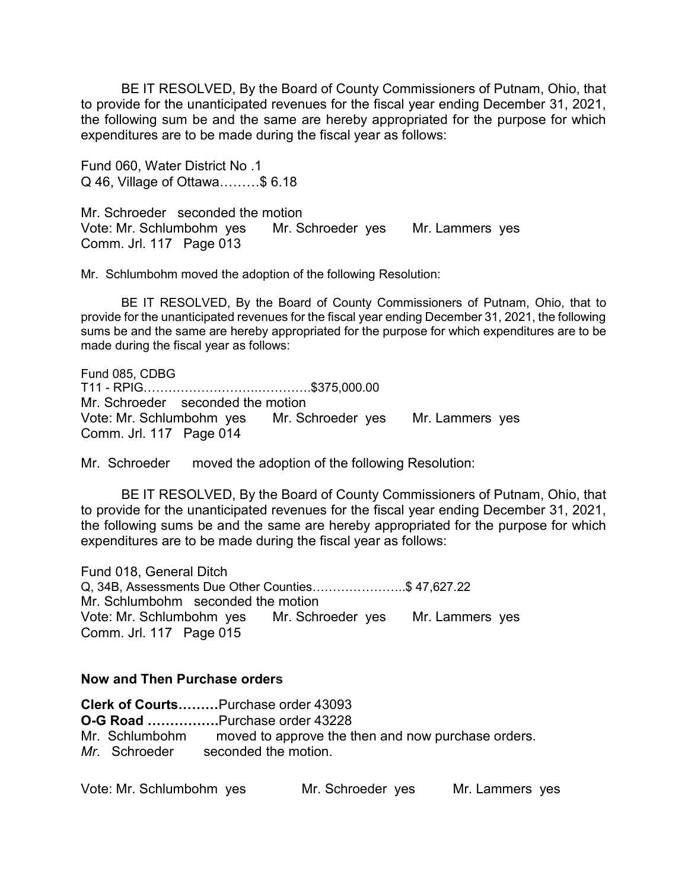BE IT RESOLVED, By the Board of County Commissioners of Putnam, Ohio, that to provide for the unanticipated revenues for the fiscal year ending December 31, 2021, the following sum be and the same are hereby appropriated for the purpose for which expenditures are to be made during the fiscal year as follows:

Fund 060, Water District No .1
Q 46, Village of Ottawa………$ 6.18

Mr. Schroeder seconded the motion
Vote: Mr. Schlumbohm yes Mr. Schroeder yes Mr. Lammers yes
Comm. Jrl. 117 Page 013

Mr. Schlumbohm moved the adoption of the following Resolution:

BE IT RESOLVED, By the Board of County Commissioners of Putnam, Ohio, that to provide for the unanticipated revenues for the fiscal year ending December 31, 2021, the following sums be and the same are hereby appropriated for the purpose for which expenditures are to be made during the fiscal year as follows:

Fund 085, CDBG
T11 - RPIG………………………..………..$375,000.00
Mr. Schroeder seconded the motion
Vote: Mr. Schlumbohm yes Mr. Schroeder yes Mr. Lammers yes
Comm. Jrl. 117 Page 014

Mr. Schroeder moved the adoption of the following Resolution:

BE IT RESOLVED, By the Board of County Commissioners of Putnam, Ohio, that to provide for the unanticipated revenues for the fiscal year ending December 31, 2021, the following sums be and the same are hereby appropriated for the purpose for which expenditures are to be made during the fiscal year as follows:

Fund 018, General Ditch
Q, 34B, Assessments Due Other Counties…………………..$ 47,627.22
Mr. Schlumbohm seconded the motion
Vote: Mr. Schlumbohm yes Mr. Schroeder yes Mr. Lammers yes
Comm. Jrl. 117 Page 015

**Now and Then Purchase orders**

**Clerk of Courts………**Purchase order 43093
**O-G Road …………….**Purchase order 43228
Mr. Schlumbohm moved to approve the then and now purchase orders.
*Mr.* Schroeder seconded the motion.

Vote: Mr. Schlumbohm yes Mr. Schroeder yes Mr. Lammers yes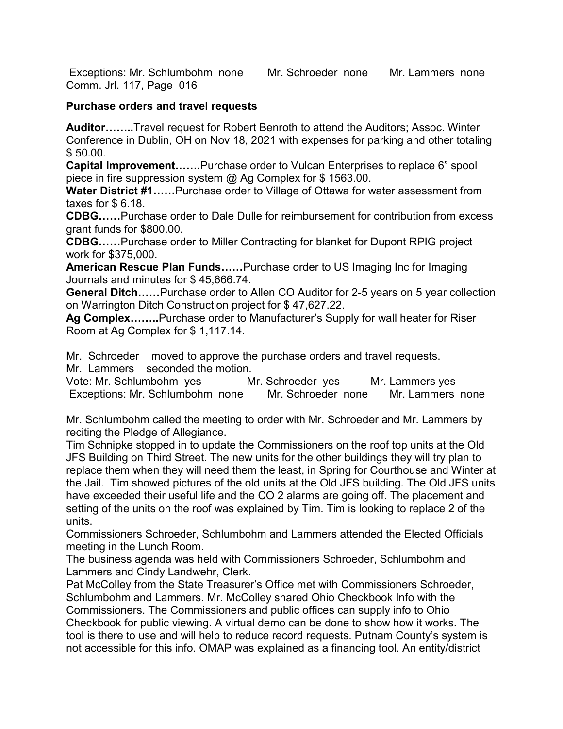Exceptions: Mr. Schlumbohm none Mr. Schroeder none Mr. Lammers none
Comm. Jrl. 117, Page 016

**Purchase orders and travel requests**

**Auditor……..**Travel request for Robert Benroth to attend the Auditors; Assoc. Winter Conference in Dublin, OH on Nov 18, 2021 with expenses for parking and other totaling $ 50.00.
**Capital Improvement…….**Purchase order to Vulcan Enterprises to replace 6" spool piece in fire suppression system @ Ag Complex for $ 1563.00.
**Water District #1……**Purchase order to Village of Ottawa for water assessment from taxes for $ 6.18.
**CDBG……**Purchase order to Dale Dulle for reimbursement for contribution from excess grant funds for $800.00.
**CDBG……**Purchase order to Miller Contracting for blanket for Dupont RPIG project work for $375,000.
**American Rescue Plan Funds……**Purchase order to US Imaging Inc for Imaging Journals and minutes for $ 45,666.74.
**General Ditch……**Purchase order to Allen CO Auditor for 2-5 years on 5 year collection on Warrington Ditch Construction project for $ 47,627.22.
**Ag Complex……..**Purchase order to Manufacturer's Supply for wall heater for Riser Room at Ag Complex for $ 1,117.14.

Mr. Schroeder moved to approve the purchase orders and travel requests.
Mr. Lammers seconded the motion.
Vote: Mr. Schlumbohm yes Mr. Schroeder yes Mr. Lammers yes
Exceptions: Mr. Schlumbohm none Mr. Schroeder none Mr. Lammers none

Mr. Schlumbohm called the meeting to order with Mr. Schroeder and Mr. Lammers by reciting the Pledge of Allegiance.
Tim Schnipke stopped in to update the Commissioners on the roof top units at the Old JFS Building on Third Street. The new units for the other buildings they will try plan to replace them when they will need them the least, in Spring for Courthouse and Winter at the Jail. Tim showed pictures of the old units at the Old JFS building. The Old JFS units have exceeded their useful life and the CO 2 alarms are going off. The placement and setting of the units on the roof was explained by Tim. Tim is looking to replace 2 of the units.
Commissioners Schroeder, Schlumbohm and Lammers attended the Elected Officials meeting in the Lunch Room.
The business agenda was held with Commissioners Schroeder, Schlumbohm and Lammers and Cindy Landwehr, Clerk.
Pat McColley from the State Treasurer's Office met with Commissioners Schroeder, Schlumbohm and Lammers. Mr. McColley shared Ohio Checkbook Info with the Commissioners. The Commissioners and public offices can supply info to Ohio Checkbook for public viewing. A virtual demo can be done to show how it works. The tool is there to use and will help to reduce record requests. Putnam County's system is not accessible for this info. OMAP was explained as a financing tool. An entity/district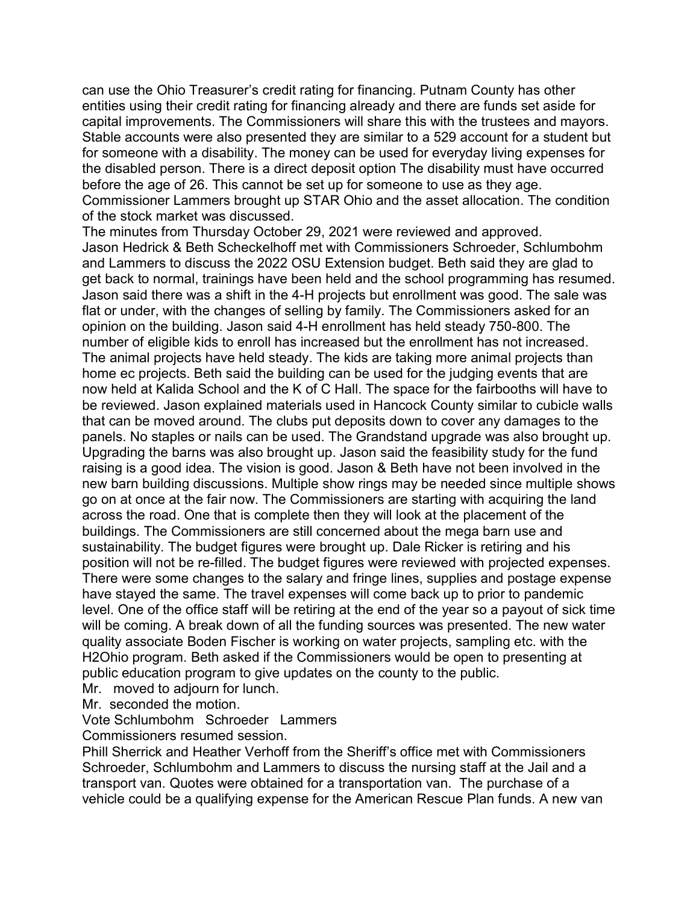can use the Ohio Treasurer's credit rating for financing. Putnam County has other entities using their credit rating for financing already and there are funds set aside for capital improvements. The Commissioners will share this with the trustees and mayors. Stable accounts were also presented they are similar to a 529 account for a student but for someone with a disability. The money can be used for everyday living expenses for the disabled person. There is a direct deposit option The disability must have occurred before the age of 26. This cannot be set up for someone to use as they age. Commissioner Lammers brought up STAR Ohio and the asset allocation. The condition of the stock market was discussed.

The minutes from Thursday October 29, 2021 were reviewed and approved.

Jason Hedrick & Beth Scheckelhoff met with Commissioners Schroeder, Schlumbohm and Lammers to discuss the 2022 OSU Extension budget. Beth said they are glad to get back to normal, trainings have been held and the school programming has resumed. Jason said there was a shift in the 4-H projects but enrollment was good. The sale was flat or under, with the changes of selling by family. The Commissioners asked for an opinion on the building. Jason said 4-H enrollment has held steady 750-800. The number of eligible kids to enroll has increased but the enrollment has not increased. The animal projects have held steady. The kids are taking more animal projects than home ec projects. Beth said the building can be used for the judging events that are now held at Kalida School and the K of C Hall. The space for the fairbooths will have to be reviewed. Jason explained materials used in Hancock County similar to cubicle walls that can be moved around. The clubs put deposits down to cover any damages to the panels. No staples or nails can be used. The Grandstand upgrade was also brought up. Upgrading the barns was also brought up. Jason said the feasibility study for the fund raising is a good idea. The vision is good. Jason & Beth have not been involved in the new barn building discussions. Multiple show rings may be needed since multiple shows go on at once at the fair now. The Commissioners are starting with acquiring the land across the road. One that is complete then they will look at the placement of the buildings. The Commissioners are still concerned about the mega barn use and sustainability. The budget figures were brought up. Dale Ricker is retiring and his position will not be re-filled. The budget figures were reviewed with projected expenses. There were some changes to the salary and fringe lines, supplies and postage expense have stayed the same. The travel expenses will come back up to prior to pandemic level. One of the office staff will be retiring at the end of the year so a payout of sick time will be coming. A break down of all the funding sources was presented. The new water quality associate Boden Fischer is working on water projects, sampling etc. with the H2Ohio program. Beth asked if the Commissioners would be open to presenting at public education program to give updates on the county to the public.

Mr. moved to adjourn for lunch.

Mr. seconded the motion.

Vote Schlumbohm Schroeder Lammers

Commissioners resumed session.

Phill Sherrick and Heather Verhoff from the Sheriff's office met with Commissioners Schroeder, Schlumbohm and Lammers to discuss the nursing staff at the Jail and a transport van. Quotes were obtained for a transportation van. The purchase of a vehicle could be a qualifying expense for the American Rescue Plan funds. A new van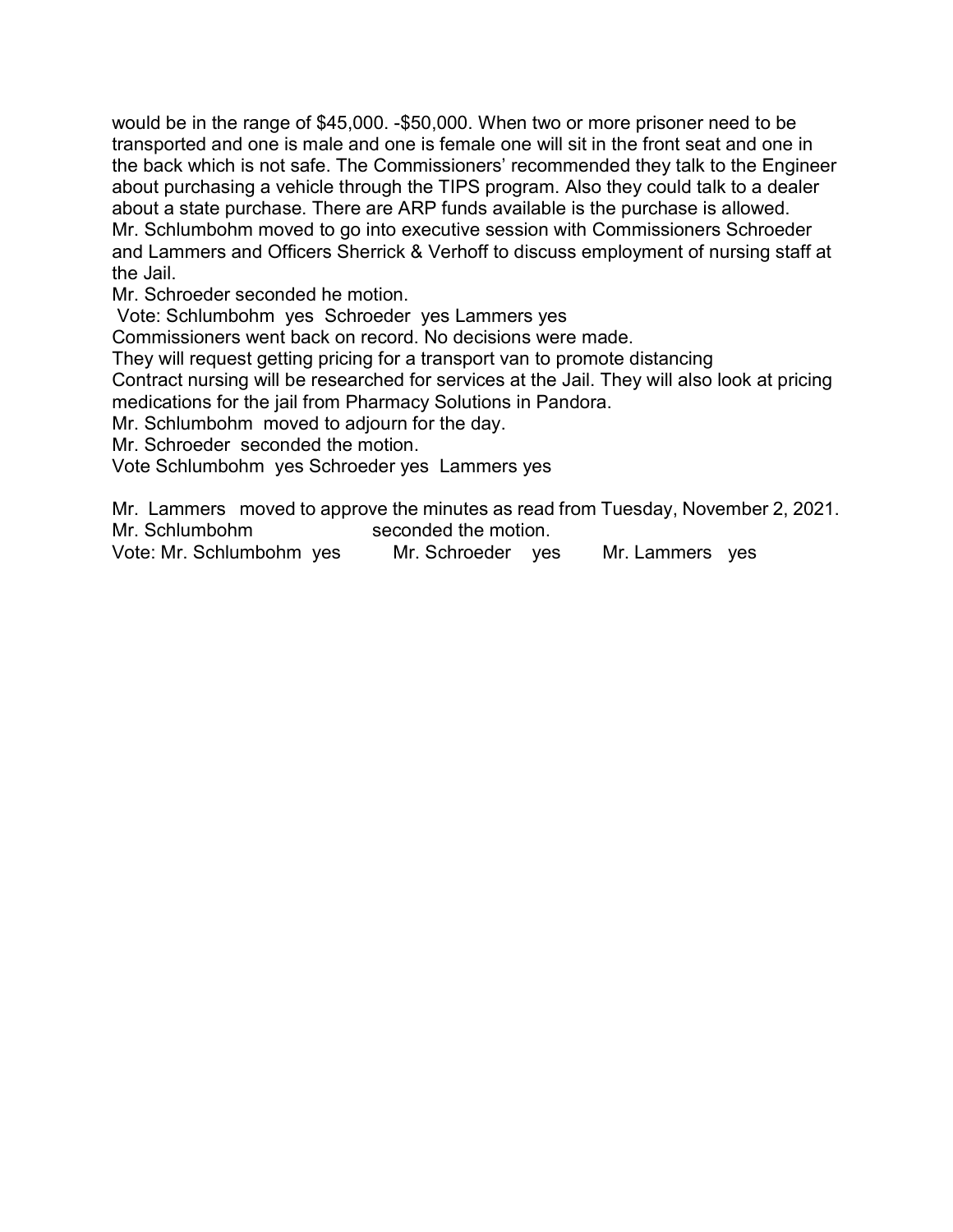would be in the range of $45,000. -$50,000. When two or more prisoner need to be transported and one is male and one is female one will sit in the front seat and one in the back which is not safe. The Commissioners' recommended they talk to the Engineer about purchasing a vehicle through the TIPS program. Also they could talk to a dealer about a state purchase. There are ARP funds available is the purchase is allowed.

Mr. Schlumbohm moved to go into executive session with Commissioners Schroeder and Lammers and Officers Sherrick & Verhoff to discuss employment of nursing staff at the Jail.

Mr. Schroeder seconded he motion.

Vote: Schlumbohm yes Schroeder yes Lammers yes

Commissioners went back on record. No decisions were made.

They will request getting pricing for a transport van to promote distancing

Contract nursing will be researched for services at the Jail. They will also look at pricing medications for the jail from Pharmacy Solutions in Pandora.

Mr. Schlumbohm moved to adjourn for the day.

Mr. Schroeder seconded the motion.

Vote Schlumbohm yes Schroeder yes Lammers yes

Mr. Lammers moved to approve the minutes as read from Tuesday, November 2, 2021.

Mr. Schlumbohm seconded the motion.

Vote: Mr. Schlumbohm yes Mr. Schroeder yes Mr. Lammers yes